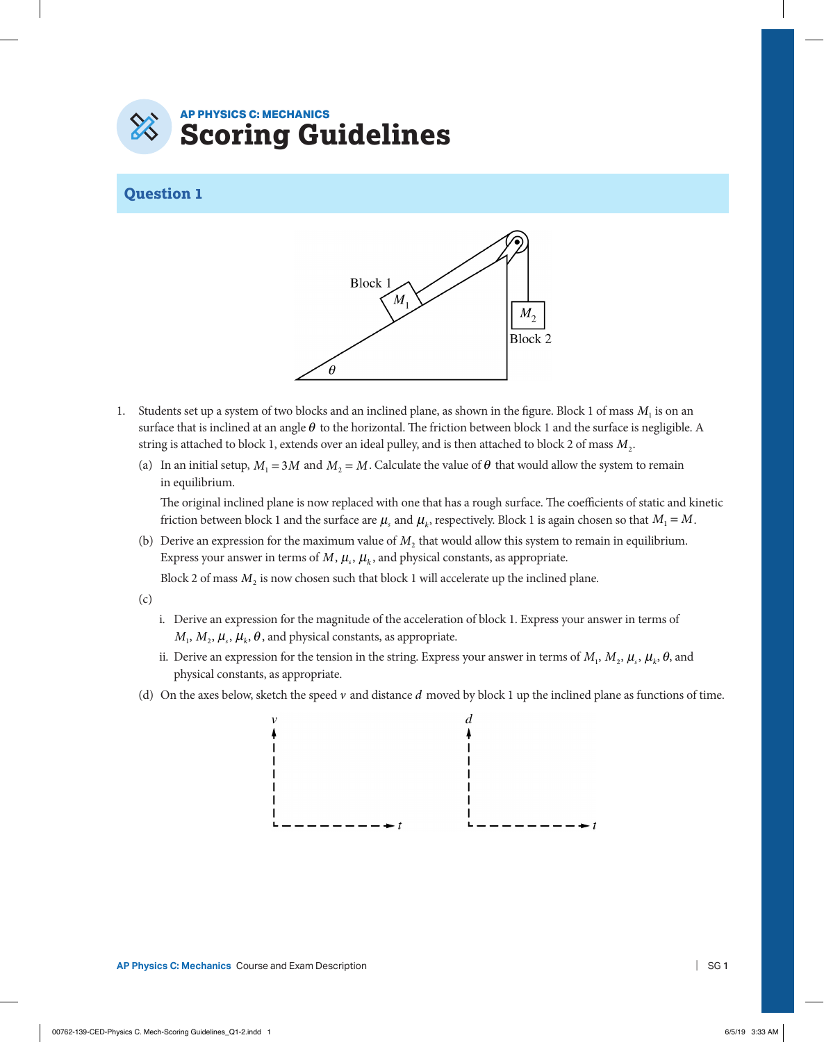AP PHYSICS C: MECHANICS

# Scoring Guidelines

## Question 1

Block 1

$M_1$

$M_2$

Block 2

$\theta$

1. Students set up a system of two blocks and an inclined plane, as shown in the figure. Block 1 of mass $M_1$ is on an surface that is inclined at an angle $\theta$ to the horizontal. The friction between block 1 and the surface is negligible. A string is attached to block 1, extends over an ideal pulley, and is then attached to block 2 of mass $M_2$.

   (a) In an initial setup, $M_1 = 3M$ and $M_2 = M$. Calculate the value of $\theta$ that would allow the system to remain in equilibrium.

   The original inclined plane is now replaced with one that has a rough surface. The coefficients of static and kinetic friction between block 1 and the surface are $\mu_s$ and $\mu_k$, respectively. Block 1 is again chosen so that $M_1 = M$.

   (b) Derive an expression for the maximum value of $M_2$ that would allow this system to remain in equilibrium. Express your answer in terms of $M$, $\mu_s$, $\mu_k$, and physical constants, as appropriate.

   Block 2 of mass $M_2$ is now chosen such that block 1 will accelerate up the inclined plane.

   (c)

      i. Derive an expression for the magnitude of the acceleration of block 1. Express your answer in terms of $M_1$, $M_2$, $\mu_s$, $\mu_k$, $\theta$, and physical constants, as appropriate.

      ii. Derive an expression for the tension in the string. Express your answer in terms of $M_1$, $M_2$, $\mu_s$, $\mu_k$, $\theta$, and physical constants, as appropriate.

   (d) On the axes below, sketch the speed $v$ and distance $d$ moved by block 1 up the inclined plane as functions of time.

$v$ &nbsp;&nbsp;&nbsp;&nbsp; $t$ &nbsp;&nbsp;&nbsp;&nbsp; $d$ &nbsp;&nbsp;&nbsp;&nbsp; $t$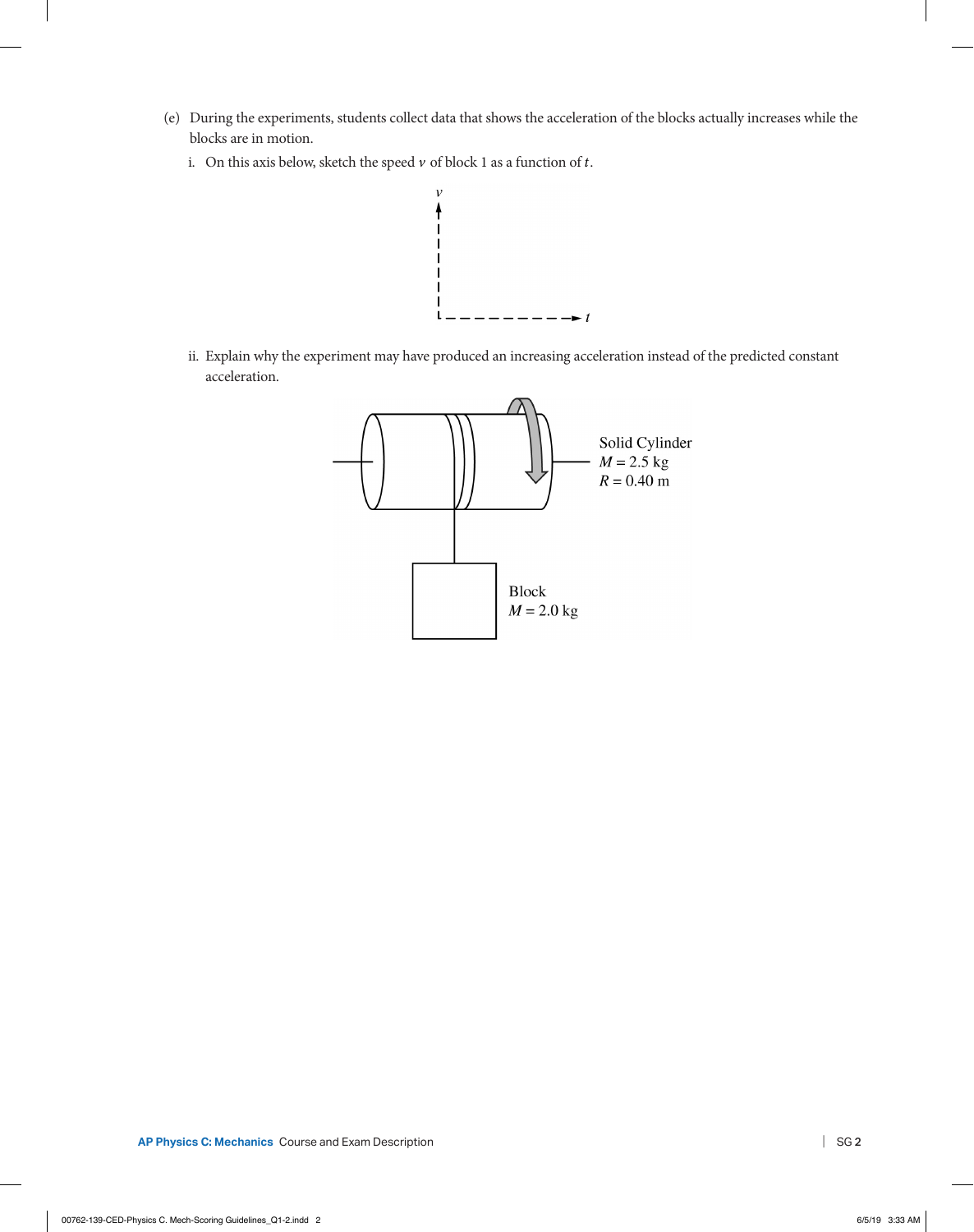(e) During the experiments, students collect data that shows the acceleration of the blocks actually increases while the blocks are in motion.

i. On this axis below, sketch the speed $v$ of block 1 as a function of $t$.

ii. Explain why the experiment may have produced an increasing acceleration instead of the predicted constant acceleration.

Solid Cylinder
$M = 2.5$ kg
$R = 0.40$ m

Block
$M = 2.0$ kg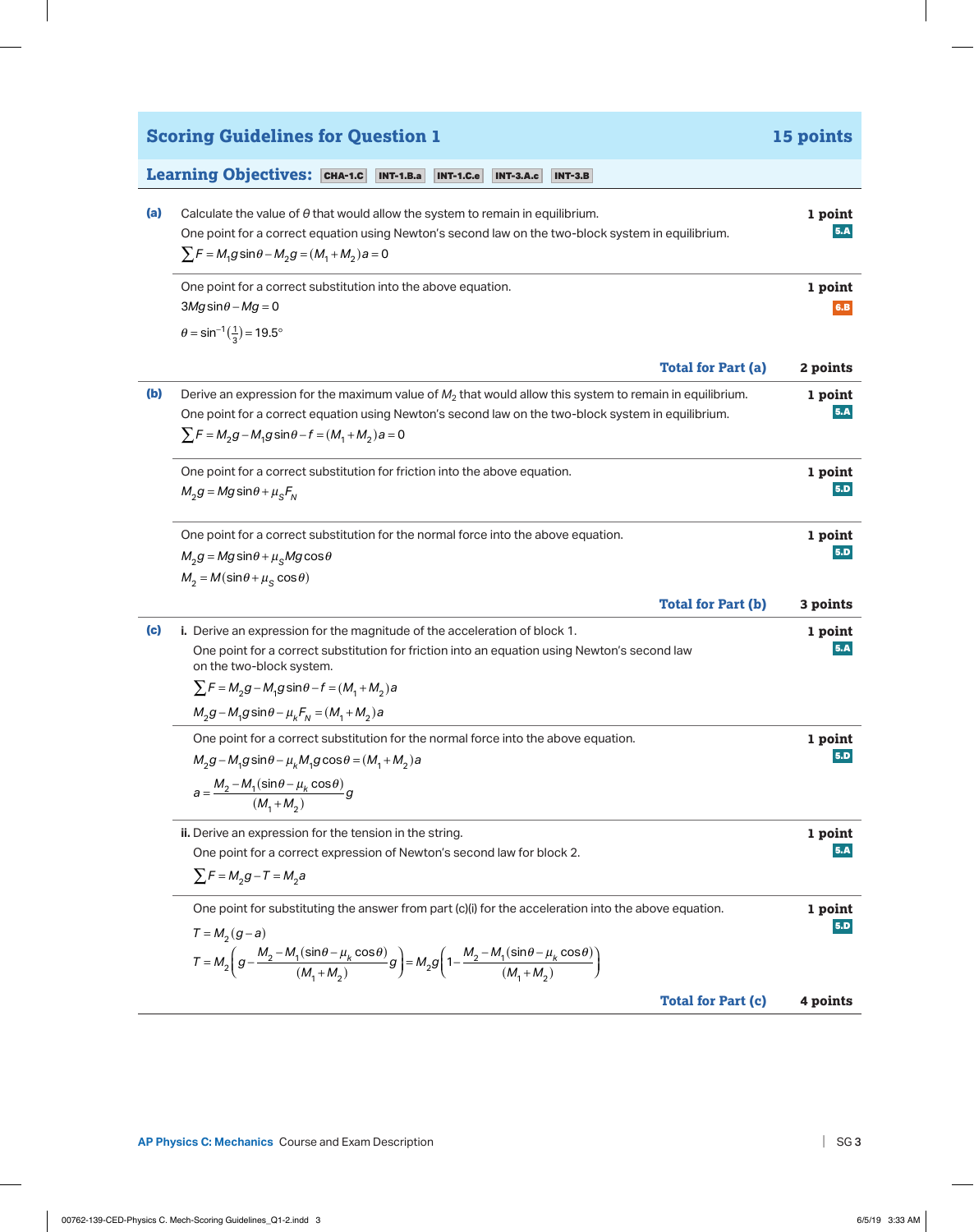## Scoring Guidelines for Question 1 — 15 points

**Learning Objectives:** CHA-1.C INT-1.B.a INT-1.C.e INT-3.A.c INT-3.B

**(a)** Calculate the value of $\theta$ that would allow the system to remain in equilibrium.

One point for a correct equation using Newton's second law on the two-block system in equilibrium. — **1 point** (5.A)

$\sum F = M_1 g\sin\theta - M_2 g = (M_1 + M_2)a = 0$

One point for a correct substitution into the above equation. — **1 point** (6.B)

$3Mg\sin\theta - Mg = 0$

$\theta = \sin^{-1}\left(\frac{1}{3}\right) = 19.5°$

**Total for Part (a): 2 points**

**(b)** Derive an expression for the maximum value of $M_2$ that would allow this system to remain in equilibrium.

One point for a correct equation using Newton's second law on the two-block system in equilibrium. — **1 point** (5.A)

$\sum F = M_2 g - M_1 g\sin\theta - f = (M_1 + M_2)a = 0$

One point for a correct substitution for friction into the above equation. — **1 point** (5.D)

$M_2 g = Mg\sin\theta + \mu_S F_N$

One point for a correct substitution for the normal force into the above equation. — **1 point** (5.D)

$M_2 g = Mg\sin\theta + \mu_S Mg\cos\theta$

$M_2 = M(\sin\theta + \mu_S \cos\theta)$

**Total for Part (b): 3 points**

**(c)** **i.** Derive an expression for the magnitude of the acceleration of block 1.

One point for a correct substitution for friction into an equation using Newton's second law on the two-block system. — **1 point** (5.A)

$\sum F = M_2 g - M_1 g\sin\theta - f = (M_1 + M_2)a$

$M_2 g - M_1 g\sin\theta - \mu_k F_N = (M_1 + M_2)a$

One point for a correct substitution for the normal force into the above equation. — **1 point** (5.D)

$M_2 g - M_1 g\sin\theta - \mu_k M_1 g\cos\theta = (M_1 + M_2)a$

$$a = \frac{M_2 - M_1(\sin\theta - \mu_k \cos\theta)}{(M_1 + M_2)}g$$

**ii.** Derive an expression for the tension in the string.

One point for a correct expression of Newton's second law for block 2. — **1 point** (5.A)

$\sum F = M_2 g - T = M_2 a$

One point for substituting the answer from part (c)(i) for the acceleration into the above equation. — **1 point** (5.D)

$T = M_2(g - a)$

$$T = M_2\left(g - \frac{M_2 - M_1(\sin\theta - \mu_k \cos\theta)}{(M_1 + M_2)}g\right) = M_2 g\left(1 - \frac{M_2 - M_1(\sin\theta - \mu_k \cos\theta)}{(M_1 + M_2)}\right)$$

**Total for Part (c): 4 points**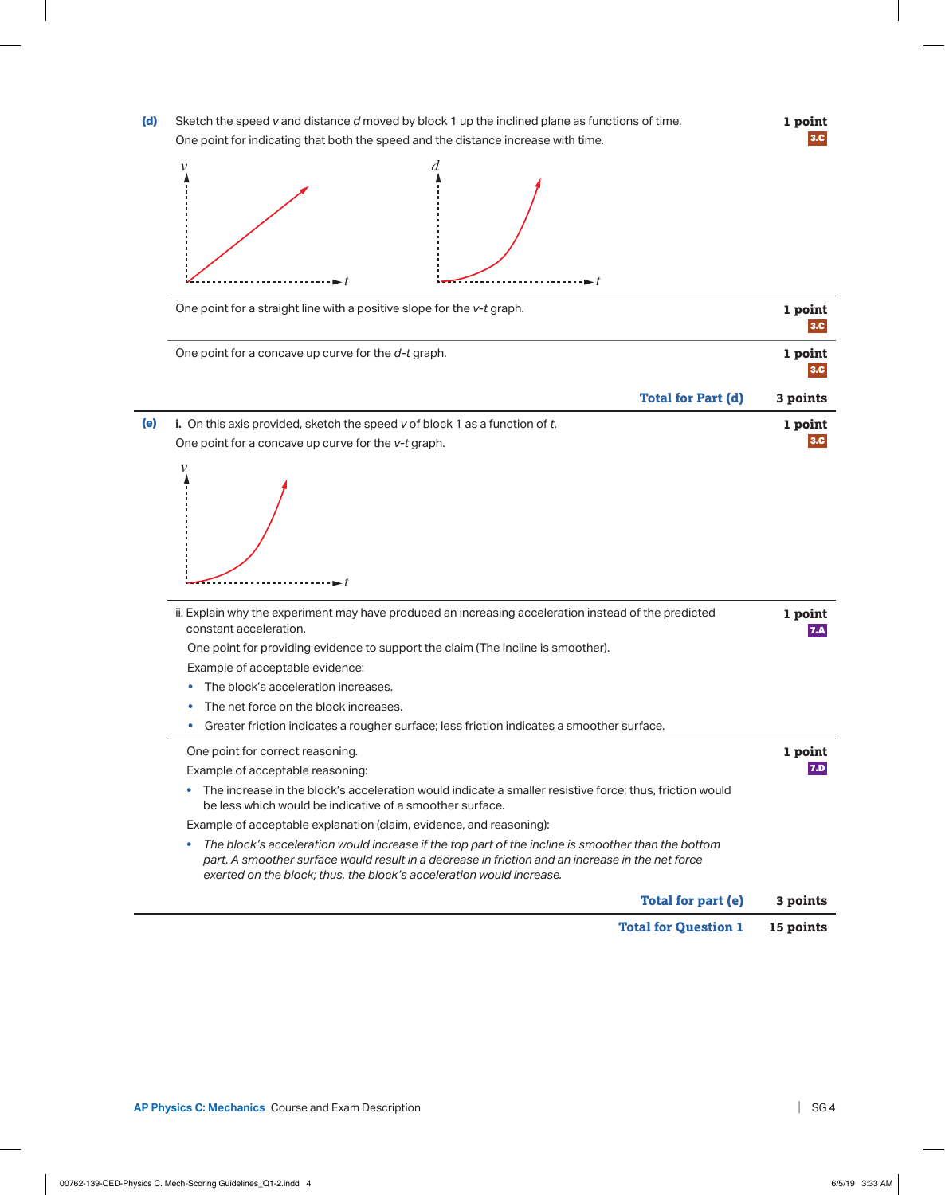**(d)** Sketch the speed $v$ and distance $d$ moved by block 1 up the inclined plane as functions of time. **1 point** 3.C

One point for indicating that both the speed and the distance increase with time.

One point for a straight line with a positive slope for the $v$-$t$ graph. **1 point** 3.C

One point for a concave up curve for the $d$-$t$ graph. **1 point** 3.C

**Total for Part (d)** **3 points**

---

**(e)** **i.** On this axis provided, sketch the speed $v$ of block 1 as a function of $t$. **1 point** 3.C

One point for a concave up curve for the $v$-$t$ graph.

ii. Explain why the experiment may have produced an increasing acceleration instead of the predicted constant acceleration. **1 point** 7.A

One point for providing evidence to support the claim (The incline is smoother).

Example of acceptable evidence:

- The block's acceleration increases.
- The net force on the block increases.
- Greater friction indicates a rougher surface; less friction indicates a smoother surface.

One point for correct reasoning. **1 point** 7.D

Example of acceptable reasoning:

- The increase in the block's acceleration would indicate a smaller resistive force; thus, friction would be less which would be indicative of a smoother surface.

Example of acceptable explanation (claim, evidence, and reasoning):

- *The block's acceleration would increase if the top part of the incline is smoother than the bottom part. A smoother surface would result in a decrease in friction and an increase in the net force exerted on the block; thus, the block's acceleration would increase.*

**Total for part (e)** **3 points**

**Total for Question 1** **15 points**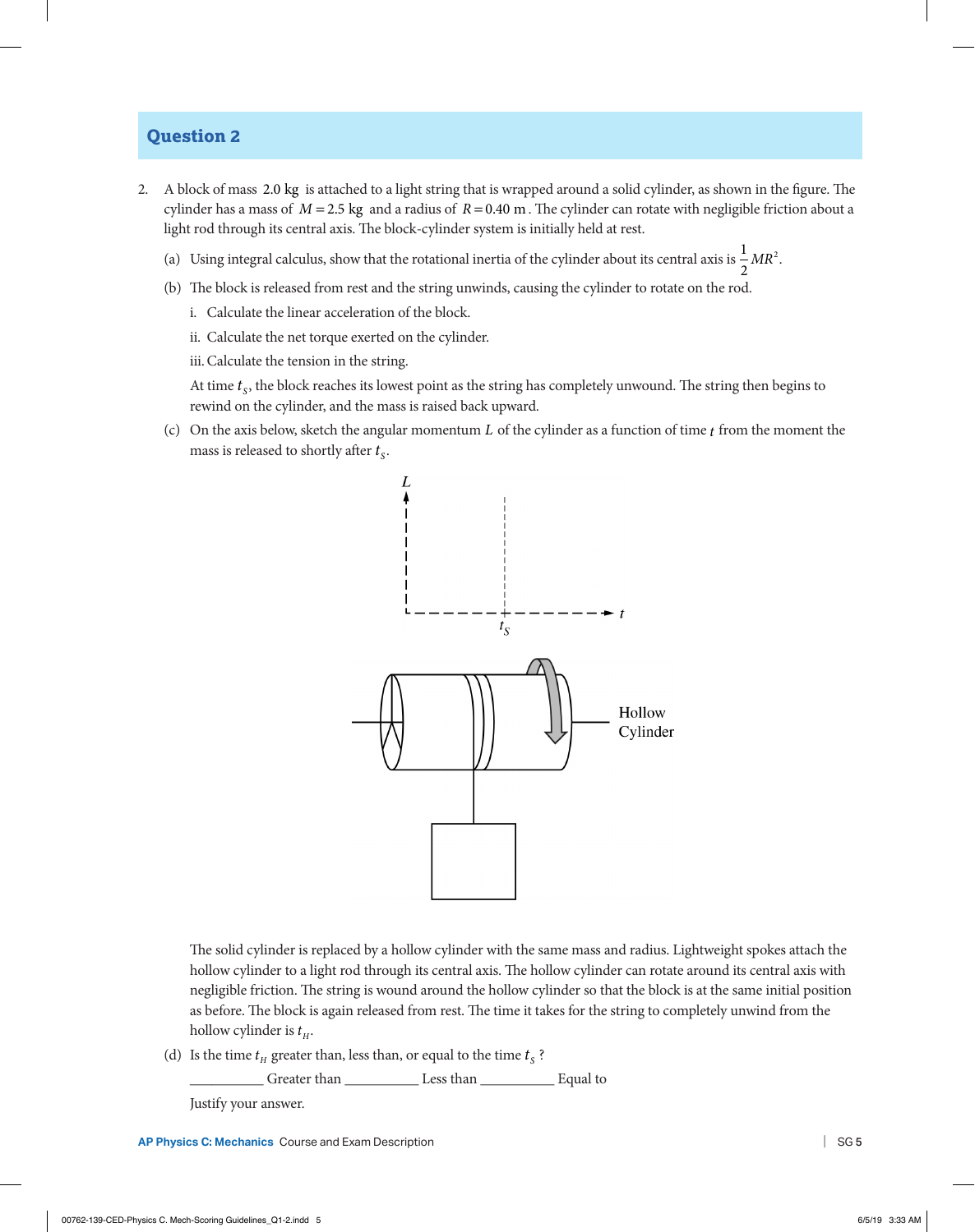## Question 2

2. A block of mass $2.0\text{ kg}$ is attached to a light string that is wrapped around a solid cylinder, as shown in the figure. The cylinder has a mass of $M = 2.5\text{ kg}$ and a radius of $R = 0.40\text{ m}$. The cylinder can rotate with negligible friction about a light rod through its central axis. The block-cylinder system is initially held at rest.

   (a) Using integral calculus, show that the rotational inertia of the cylinder about its central axis is $\frac{1}{2}MR^2$.

   (b) The block is released from rest and the string unwinds, causing the cylinder to rotate on the rod.

   i. Calculate the linear acceleration of the block.

   ii. Calculate the net torque exerted on the cylinder.

   iii. Calculate the tension in the string.

   At time $t_S$, the block reaches its lowest point as the string has completely unwound. The string then begins to rewind on the cylinder, and the mass is raised back upward.

   (c) On the axis below, sketch the angular momentum $L$ of the cylinder as a function of time $t$ from the moment the mass is released to shortly after $t_S$.

   The solid cylinder is replaced by a hollow cylinder with the same mass and radius. Lightweight spokes attach the hollow cylinder to a light rod through its central axis. The hollow cylinder can rotate around its central axis with negligible friction. The string is wound around the hollow cylinder so that the block is at the same initial position as before. The block is again released from rest. The time it takes for the string to completely unwind from the hollow cylinder is $t_H$.

   (d) Is the time $t_H$ greater than, less than, or equal to the time $t_S$?

   \_\_\_\_\_\_\_\_\_\_ Greater than \_\_\_\_\_\_\_\_\_\_ Less than \_\_\_\_\_\_\_\_\_\_ Equal to

   Justify your answer.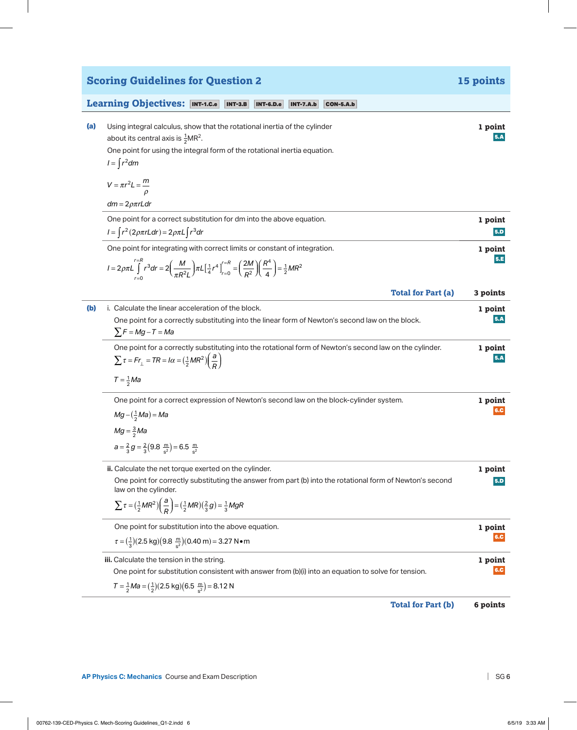## Scoring Guidelines for Question 2 — 15 points

**Learning Objectives:** INT-1.C.e INT-3.B INT-6.D.e INT-7.A.b CON-5.A.b

**(a)** Using integral calculus, show that the rotational inertia of the cylinder about its central axis is $\frac{1}{2}MR^2$.

**1 point** (5.A)

One point for using the integral form of the rotational inertia equation.

$I = \int r^2 dm$

$V = \pi r^2 L = \frac{m}{\rho}$

$dm = 2\rho\pi r L dr$

**1 point** (5.D)

One point for a correct substitution for $dm$ into the above equation.

$I = \int r^2 (2\rho\pi r L dr) = 2\rho\pi L \int r^3 dr$

**1 point** (5.E)

One point for integrating with correct limits or constant of integration.

$$I = 2\rho\pi L \int_{r=0}^{r=R} r^3 dr = 2\left(\frac{M}{\pi R^2 L}\right)\pi L\left[\frac{1}{4}r^4\right]_{r=0}^{r=R} = \left(\frac{2M}{R^2}\right)\left(\frac{R^4}{4}\right) = \frac{1}{2}MR^2$$

**Total for Part (a): 3 points**

**(b)** i. Calculate the linear acceleration of the block.

**1 point** (5.A)

One point for a correctly substituting into the linear form of Newton's second law on the block.

$\sum F = Mg - T = Ma$

**1 point** (5.A)

One point for a correctly substituting into the rotational form of Newton's second law on the cylinder.

$\sum \tau = Fr_{\perp} = TR = I\alpha = \left(\frac{1}{2}MR^2\right)\left(\frac{a}{R}\right)$

$T = \frac{1}{2}Ma$

**1 point** (6.C)

One point for a correct expression of Newton's second law on the block-cylinder system.

$Mg - \left(\frac{1}{2}Ma\right) = Ma$

$Mg = \frac{3}{2}Ma$

$a = \frac{2}{3}g = \frac{2}{3}\left(9.8\ \frac{\text{m}}{\text{s}^2}\right) = 6.5\ \frac{\text{m}}{\text{s}^2}$

**ii.** Calculate the net torque exerted on the cylinder.

**1 point** (5.D)

One point for correctly substituting the answer from part (b) into the rotational form of Newton's second law on the cylinder.

$\sum \tau = \left(\frac{1}{2}MR^2\right)\left(\frac{a}{R}\right) = \left(\frac{1}{2}MR\right)\left(\frac{2}{3}g\right) = \frac{1}{3}MgR$

**1 point** (6.C)

One point for substitution into the above equation.

$\tau = \left(\frac{1}{3}\right)(2.5\text{ kg})\left(9.8\ \frac{\text{m}}{\text{s}^2}\right)(0.40\text{ m}) = 3.27\text{ N}\bullet\text{m}$

**iii.** Calculate the tension in the string.

**1 point** (6.C)

One point for substitution consistent with answer from (b)(i) into an equation to solve for tension.

$T = \frac{1}{2}Ma = \left(\frac{1}{2}\right)(2.5\text{ kg})\left(6.5\ \frac{\text{m}}{\text{s}^2}\right) = 8.12\text{ N}$

**Total for Part (b): 6 points**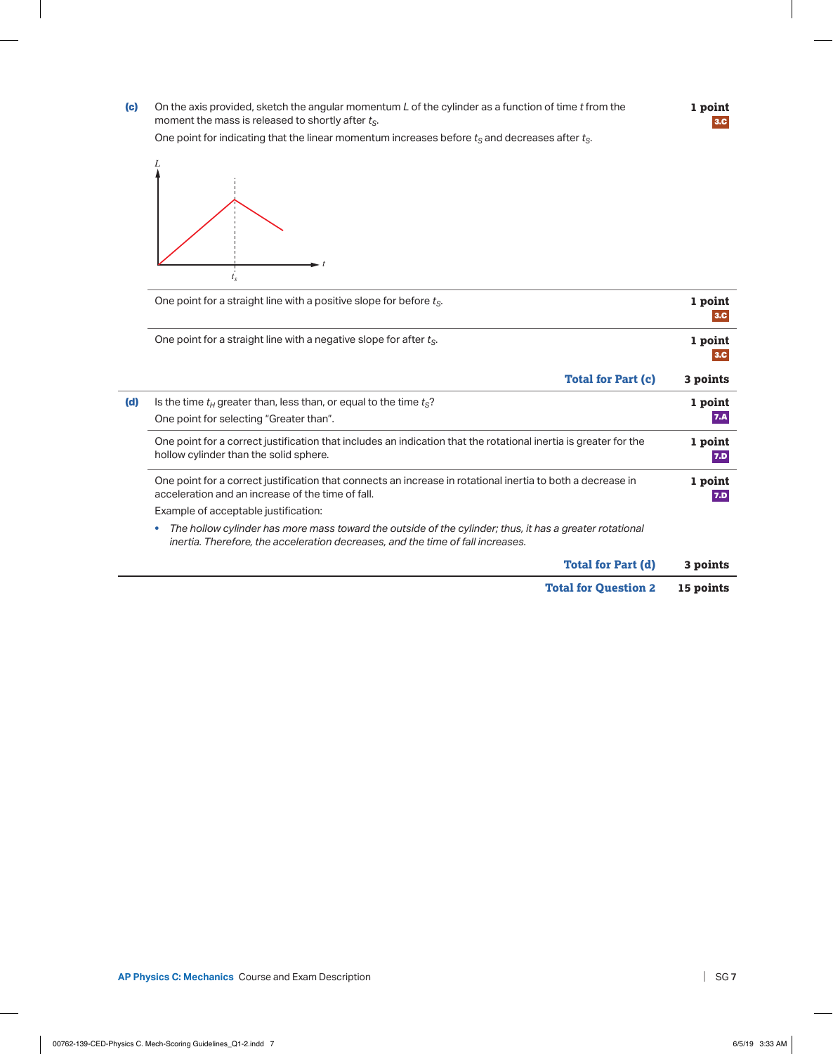**(c)** On the axis provided, sketch the angular momentum $L$ of the cylinder as a function of time $t$ from the moment the mass is released to shortly after $t_S$.

**1 point** 3.C

One point for indicating that the linear momentum increases before $t_S$ and decreases after $t_S$.

L

t

$t_s$

One point for a straight line with a positive slope for before $t_S$. **1 point** 3.C

One point for a straight line with a negative slope for after $t_S$. **1 point** 3.C

**Total for Part (c)** **3 points**

**(d)** Is the time $t_H$ greater than, less than, or equal to the time $t_S$?

One point for selecting "Greater than". **1 point** 7.A

One point for a correct justification that includes an indication that the rotational inertia is greater for the hollow cylinder than the solid sphere. **1 point** 7.D

One point for a correct justification that connects an increase in rotational inertia to both a decrease in acceleration and an increase of the time of fall. **1 point** 7.D

Example of acceptable justification:

- *The hollow cylinder has more mass toward the outside of the cylinder; thus, it has a greater rotational inertia. Therefore, the acceleration decreases, and the time of fall increases.*

**Total for Part (d)** **3 points**

**Total for Question 2** **15 points**